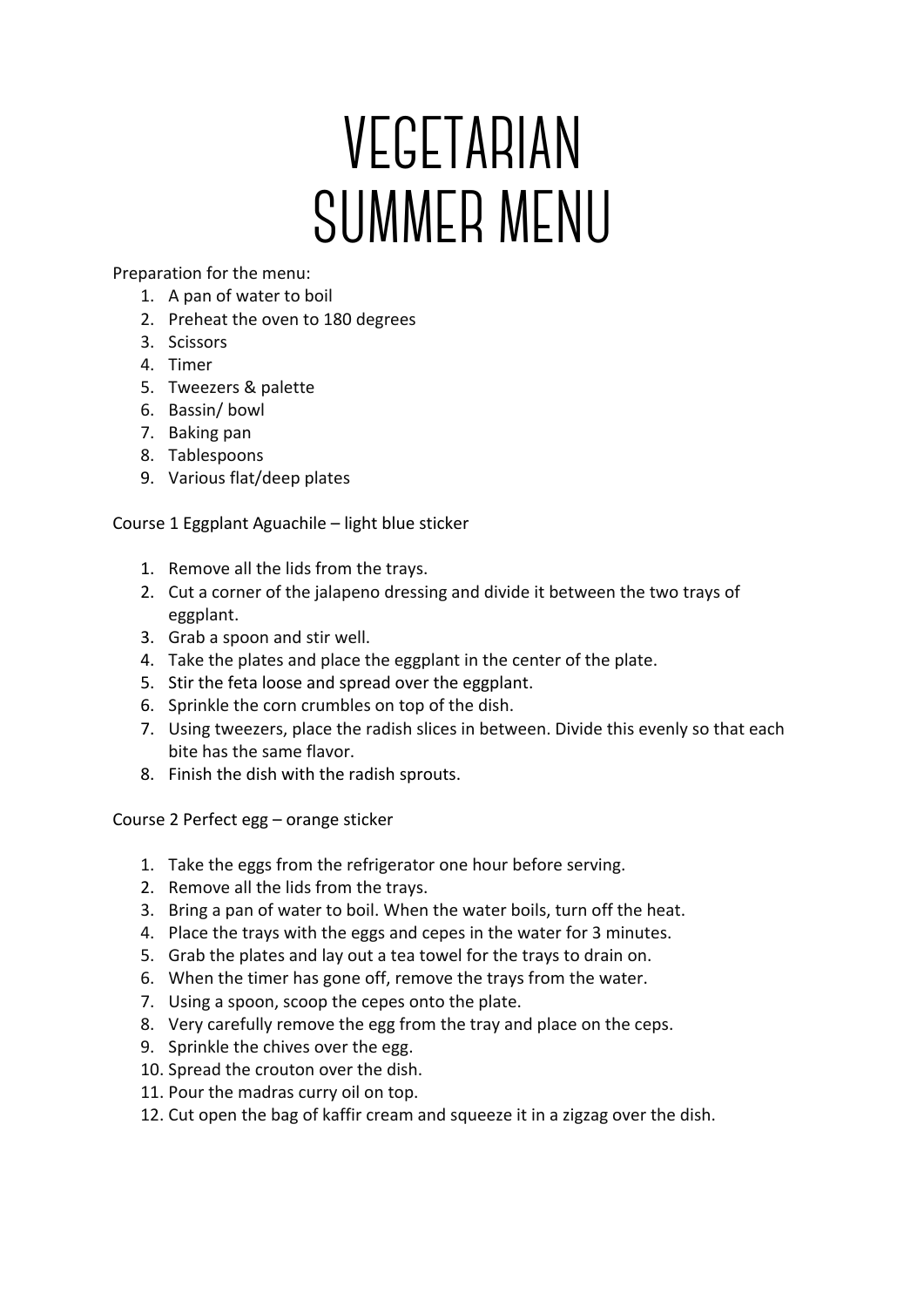# VEGETARIAN SUMMER MENU

Preparation for the menu:

1. A pan of water to boil
2. Preheat the oven to 180 degrees
3. Scissors
4. Timer
5. Tweezers & palette
6. Bassin/ bowl
7. Baking pan
8. Tablespoons
9. Various flat/deep plates

Course 1 Eggplant Aguachile – light blue sticker

1. Remove all the lids from the trays.
2. Cut a corner of the jalapeno dressing and divide it between the two trays of eggplant.
3. Grab a spoon and stir well.
4. Take the plates and place the eggplant in the center of the plate.
5. Stir the feta loose and spread over the eggplant.
6. Sprinkle the corn crumbles on top of the dish.
7. Using tweezers, place the radish slices in between. Divide this evenly so that each bite has the same flavor.
8. Finish the dish with the radish sprouts.

Course 2 Perfect egg – orange sticker

1. Take the eggs from the refrigerator one hour before serving.
2. Remove all the lids from the trays.
3. Bring a pan of water to boil. When the water boils, turn off the heat.
4. Place the trays with the eggs and cepes in the water for 3 minutes.
5. Grab the plates and lay out a tea towel for the trays to drain on.
6. When the timer has gone off, remove the trays from the water.
7. Using a spoon, scoop the cepes onto the plate.
8. Very carefully remove the egg from the tray and place on the ceps.
9. Sprinkle the chives over the egg.
10. Spread the crouton over the dish.
11. Pour the madras curry oil on top.
12. Cut open the bag of kaffir cream and squeeze it in a zigzag over the dish.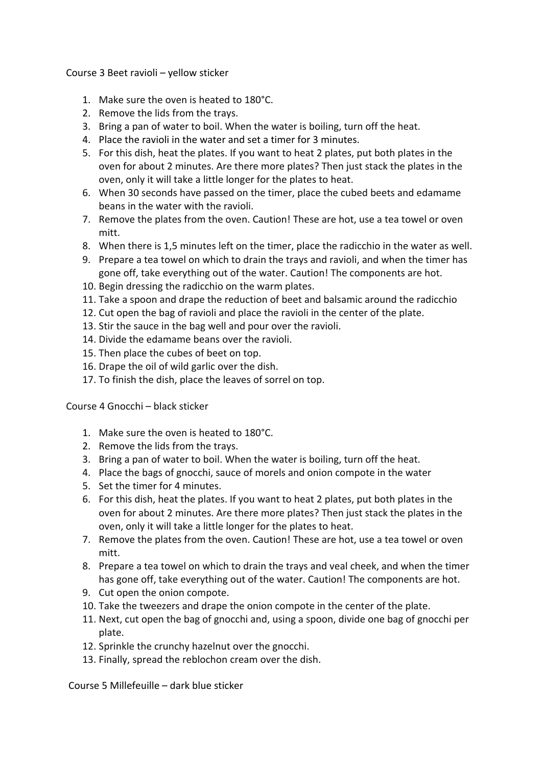Course 3 Beet ravioli – yellow sticker

1. Make sure the oven is heated to 180°C.
2. Remove the lids from the trays.
3. Bring a pan of water to boil. When the water is boiling, turn off the heat.
4. Place the ravioli in the water and set a timer for 3 minutes.
5. For this dish, heat the plates. If you want to heat 2 plates, put both plates in the oven for about 2 minutes. Are there more plates? Then just stack the plates in the oven, only it will take a little longer for the plates to heat.
6. When 30 seconds have passed on the timer, place the cubed beets and edamame beans in the water with the ravioli.
7. Remove the plates from the oven. Caution! These are hot, use a tea towel or oven mitt.
8. When there is 1,5 minutes left on the timer, place the radicchio in the water as well.
9. Prepare a tea towel on which to drain the trays and ravioli, and when the timer has gone off, take everything out of the water. Caution! The components are hot.
10. Begin dressing the radicchio on the warm plates.
11. Take a spoon and drape the reduction of beet and balsamic around the radicchio
12. Cut open the bag of ravioli and place the ravioli in the center of the plate.
13. Stir the sauce in the bag well and pour over the ravioli.
14. Divide the edamame beans over the ravioli.
15. Then place the cubes of beet on top.
16. Drape the oil of wild garlic over the dish.
17. To finish the dish, place the leaves of sorrel on top.

Course 4 Gnocchi – black sticker

1. Make sure the oven is heated to 180°C.
2. Remove the lids from the trays.
3. Bring a pan of water to boil. When the water is boiling, turn off the heat.
4. Place the bags of gnocchi, sauce of morels and onion compote in the water
5. Set the timer for 4 minutes.
6. For this dish, heat the plates. If you want to heat 2 plates, put both plates in the oven for about 2 minutes. Are there more plates? Then just stack the plates in the oven, only it will take a little longer for the plates to heat.
7. Remove the plates from the oven. Caution! These are hot, use a tea towel or oven mitt.
8. Prepare a tea towel on which to drain the trays and veal cheek, and when the timer has gone off, take everything out of the water. Caution! The components are hot.
9. Cut open the onion compote.
10. Take the tweezers and drape the onion compote in the center of the plate.
11. Next, cut open the bag of gnocchi and, using a spoon, divide one bag of gnocchi per plate.
12. Sprinkle the crunchy hazelnut over the gnocchi.
13. Finally, spread the reblochon cream over the dish.

Course 5 Millefeuille – dark blue sticker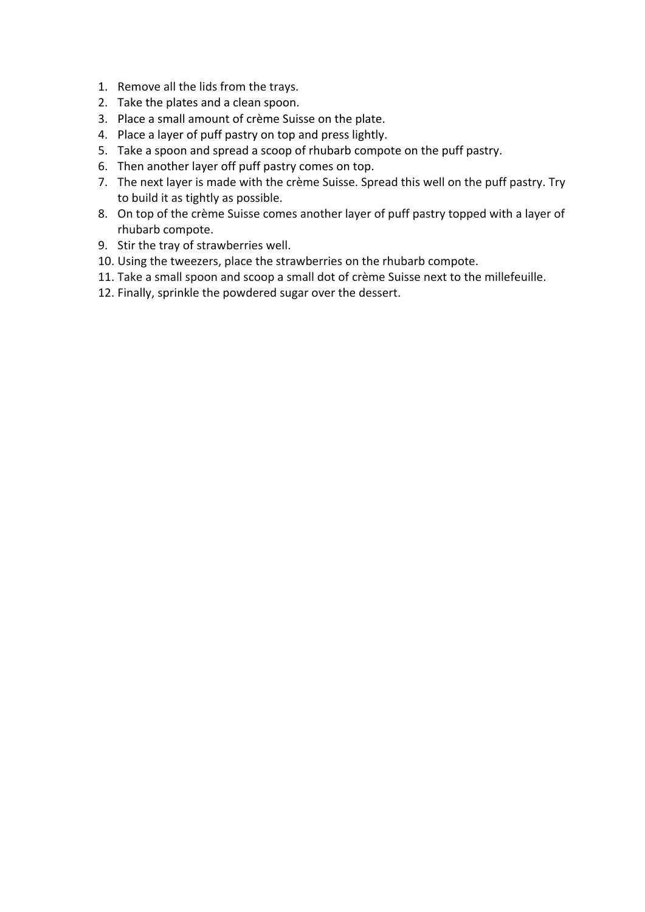1. Remove all the lids from the trays.
2. Take the plates and a clean spoon.
3. Place a small amount of crème Suisse on the plate.
4. Place a layer of puff pastry on top and press lightly.
5. Take a spoon and spread a scoop of rhubarb compote on the puff pastry.
6. Then another layer off puff pastry comes on top.
7. The next layer is made with the crème Suisse. Spread this well on the puff pastry. Try to build it as tightly as possible.
8. On top of the crème Suisse comes another layer of puff pastry topped with a layer of rhubarb compote.
9. Stir the tray of strawberries well.
10. Using the tweezers, place the strawberries on the rhubarb compote.
11. Take a small spoon and scoop a small dot of crème Suisse next to the millefeuille.
12. Finally, sprinkle the powdered sugar over the dessert.